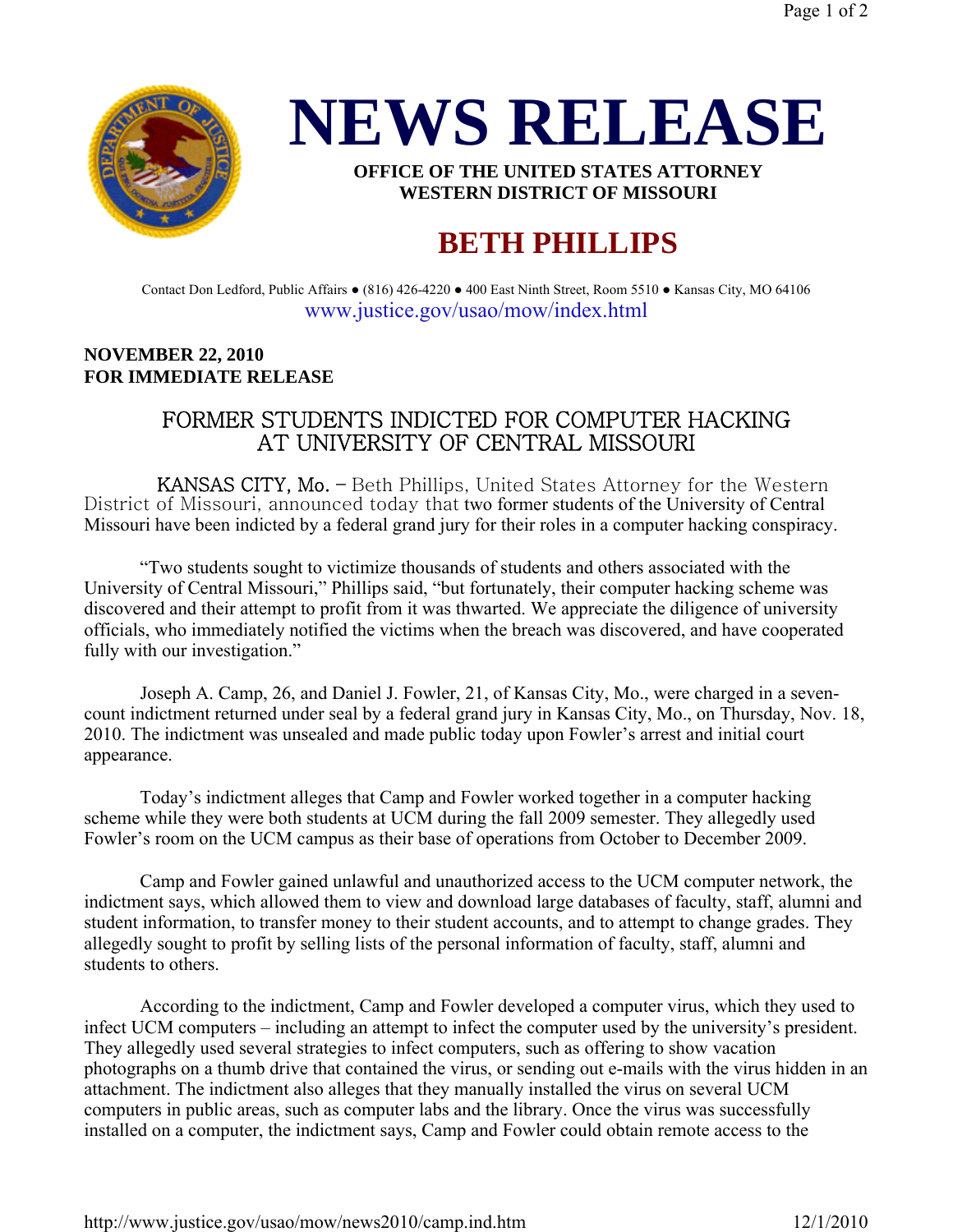# NEWS RELEASE

**OFFICE OF THE UNITED STATES ATTORNEY**
**WESTERN DISTRICT OF MISSOURI**

## BETH PHILLIPS

Contact Don Ledford, Public Affairs ● (816) 426-4220 ● 400 East Ninth Street, Room 5510 ● Kansas City, MO 64106
www.justice.gov/usao/mow/index.html

**NOVEMBER 22, 2010**
**FOR IMMEDIATE RELEASE**

## FORMER STUDENTS INDICTED FOR COMPUTER HACKING AT UNIVERSITY OF CENTRAL MISSOURI

KANSAS CITY, Mo. – Beth Phillips, United States Attorney for the Western District of Missouri, announced today that two former students of the University of Central Missouri have been indicted by a federal grand jury for their roles in a computer hacking conspiracy.

"Two students sought to victimize thousands of students and others associated with the University of Central Missouri," Phillips said, "but fortunately, their computer hacking scheme was discovered and their attempt to profit from it was thwarted. We appreciate the diligence of university officials, who immediately notified the victims when the breach was discovered, and have cooperated fully with our investigation."

Joseph A. Camp, 26, and Daniel J. Fowler, 21, of Kansas City, Mo., were charged in a seven-count indictment returned under seal by a federal grand jury in Kansas City, Mo., on Thursday, Nov. 18, 2010. The indictment was unsealed and made public today upon Fowler's arrest and initial court appearance.

Today's indictment alleges that Camp and Fowler worked together in a computer hacking scheme while they were both students at UCM during the fall 2009 semester. They allegedly used Fowler's room on the UCM campus as their base of operations from October to December 2009.

Camp and Fowler gained unlawful and unauthorized access to the UCM computer network, the indictment says, which allowed them to view and download large databases of faculty, staff, alumni and student information, to transfer money to their student accounts, and to attempt to change grades. They allegedly sought to profit by selling lists of the personal information of faculty, staff, alumni and students to others.

According to the indictment, Camp and Fowler developed a computer virus, which they used to infect UCM computers – including an attempt to infect the computer used by the university's president. They allegedly used several strategies to infect computers, such as offering to show vacation photographs on a thumb drive that contained the virus, or sending out e-mails with the virus hidden in an attachment. The indictment also alleges that they manually installed the virus on several UCM computers in public areas, such as computer labs and the library. Once the virus was successfully installed on a computer, the indictment says, Camp and Fowler could obtain remote access to the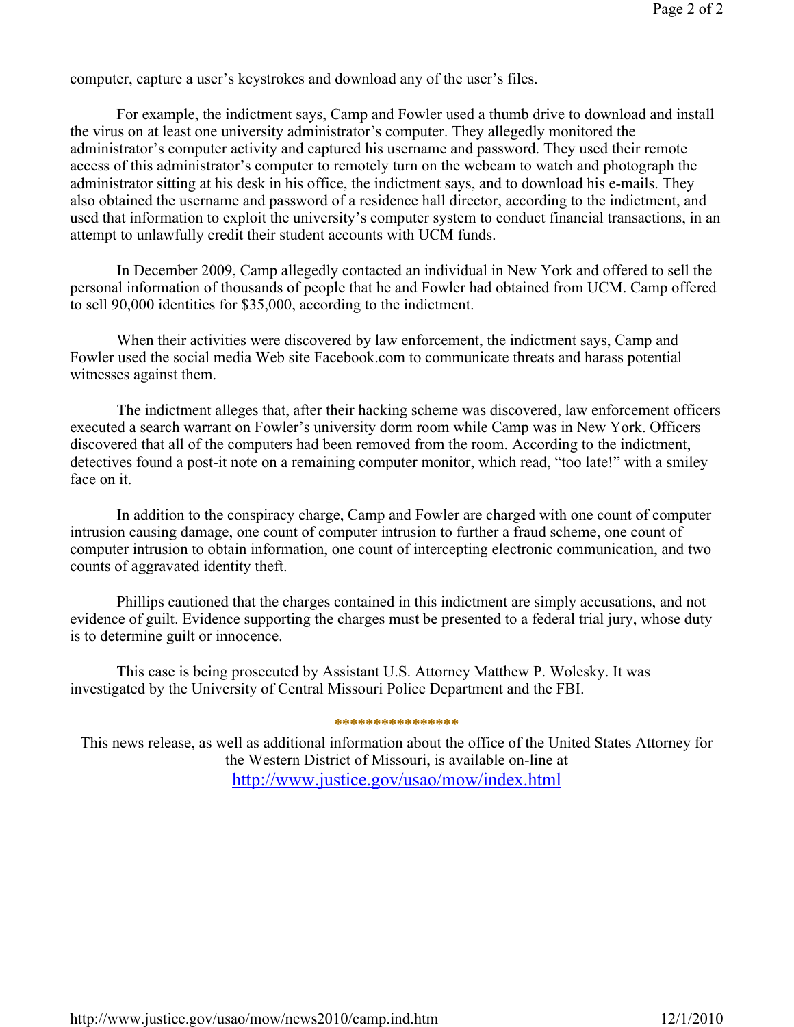computer, capture a user's keystrokes and download any of the user's files.

For example, the indictment says, Camp and Fowler used a thumb drive to download and install the virus on at least one university administrator's computer. They allegedly monitored the administrator's computer activity and captured his username and password. They used their remote access of this administrator's computer to remotely turn on the webcam to watch and photograph the administrator sitting at his desk in his office, the indictment says, and to download his e-mails. They also obtained the username and password of a residence hall director, according to the indictment, and used that information to exploit the university's computer system to conduct financial transactions, in an attempt to unlawfully credit their student accounts with UCM funds.

In December 2009, Camp allegedly contacted an individual in New York and offered to sell the personal information of thousands of people that he and Fowler had obtained from UCM. Camp offered to sell 90,000 identities for $35,000, according to the indictment.

When their activities were discovered by law enforcement, the indictment says, Camp and Fowler used the social media Web site Facebook.com to communicate threats and harass potential witnesses against them.

The indictment alleges that, after their hacking scheme was discovered, law enforcement officers executed a search warrant on Fowler's university dorm room while Camp was in New York. Officers discovered that all of the computers had been removed from the room. According to the indictment, detectives found a post-it note on a remaining computer monitor, which read, "too late!" with a smiley face on it.

In addition to the conspiracy charge, Camp and Fowler are charged with one count of computer intrusion causing damage, one count of computer intrusion to further a fraud scheme, one count of computer intrusion to obtain information, one count of intercepting electronic communication, and two counts of aggravated identity theft.

Phillips cautioned that the charges contained in this indictment are simply accusations, and not evidence of guilt. Evidence supporting the charges must be presented to a federal trial jury, whose duty is to determine guilt or innocence.

This case is being prosecuted by Assistant U.S. Attorney Matthew P. Wolesky. It was investigated by the University of Central Missouri Police Department and the FBI.

***************

This news release, as well as additional information about the office of the United States Attorney for the Western District of Missouri, is available on-line at
http://www.justice.gov/usao/mow/index.html